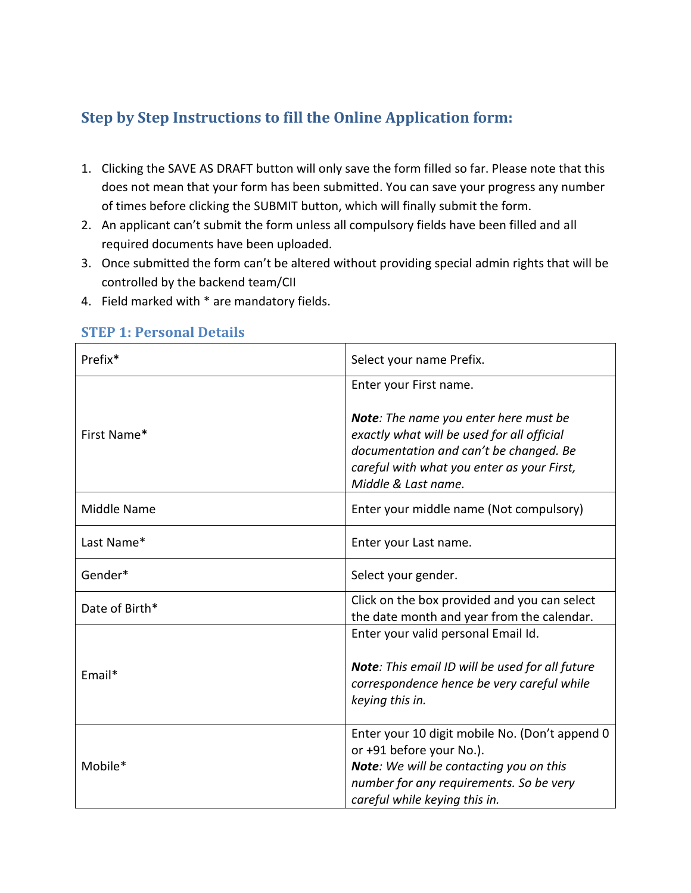## Step by Step Instructions to fill the Online Application form:

1. Clicking the SAVE AS DRAFT button will only save the form filled so far. Please note that this does not mean that your form has been submitted. You can save your progress any number of times before clicking the SUBMIT button, which will finally submit the form.
2. An applicant can't submit the form unless all compulsory fields have been filled and all required documents have been uploaded.
3. Once submitted the form can't be altered without providing special admin rights that will be controlled by the backend team/CII
4. Field marked with * are mandatory fields.

### STEP 1: Personal Details

| | |
|---|---|
| Prefix* | Select your name Prefix. |
| First Name* | Enter your First name.<br><br>***Note****: The name you enter here must be exactly what will be used for all official documentation and can't be changed. Be careful with what you enter as your First, Middle & Last name.* |
| Middle Name | Enter your middle name (Not compulsory) |
| Last Name* | Enter your Last name. |
| Gender* | Select your gender. |
| Date of Birth* | Click on the box provided and you can select the date month and year from the calendar. |
| Email* | Enter your valid personal Email Id.<br><br>***Note****: This email ID will be used for all future correspondence hence be very careful while keying this in.* |
| Mobile* | Enter your 10 digit mobile No. (Don't append 0 or +91 before your No.).<br>***Note****: We will be contacting you on this number for any requirements. So be very careful while keying this in.* |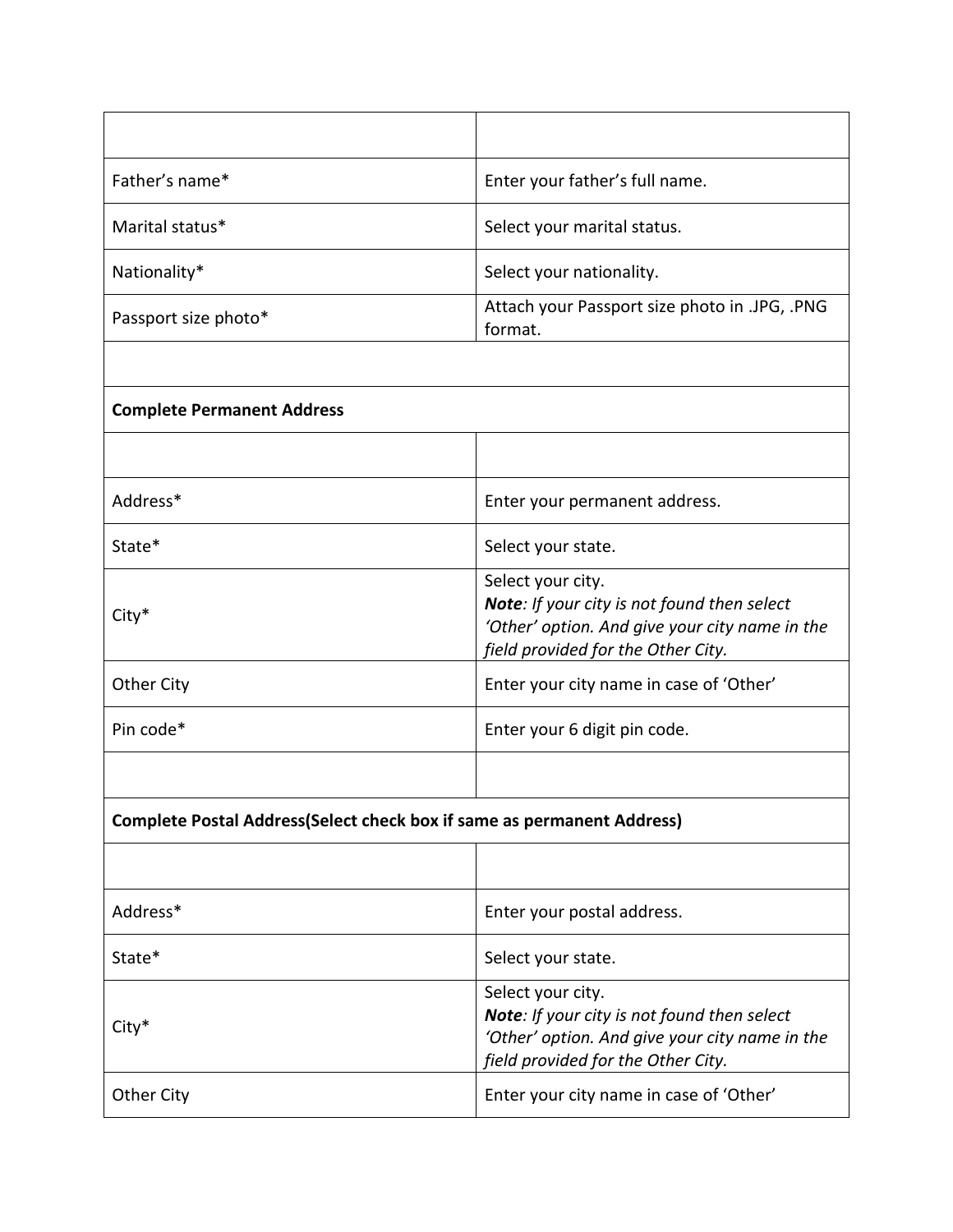| | |
|---|---|
| Father's name* | Enter your father's full name. |
| Marital status* | Select your marital status. |
| Nationality* | Select your nationality. |
| Passport size photo* | Attach your Passport size photo in .JPG, .PNG format. |
| | |
| **Complete Permanent Address** | |
| | |
| Address* | Enter your permanent address. |
| State* | Select your state. |
| City* | Select your city. ***Note****: If your city is not found then select 'Other' option. And give your city name in the field provided for the Other City.* |
| Other City | Enter your city name in case of 'Other' |
| Pin code* | Enter your 6 digit pin code. |
| | |
| **Complete Postal Address(Select check box if same as permanent Address)** | |
| | |
| Address* | Enter your postal address. |
| State* | Select your state. |
| City* | Select your city. ***Note****: If your city is not found then select 'Other' option. And give your city name in the field provided for the Other City.* |
| Other City | Enter your city name in case of 'Other' |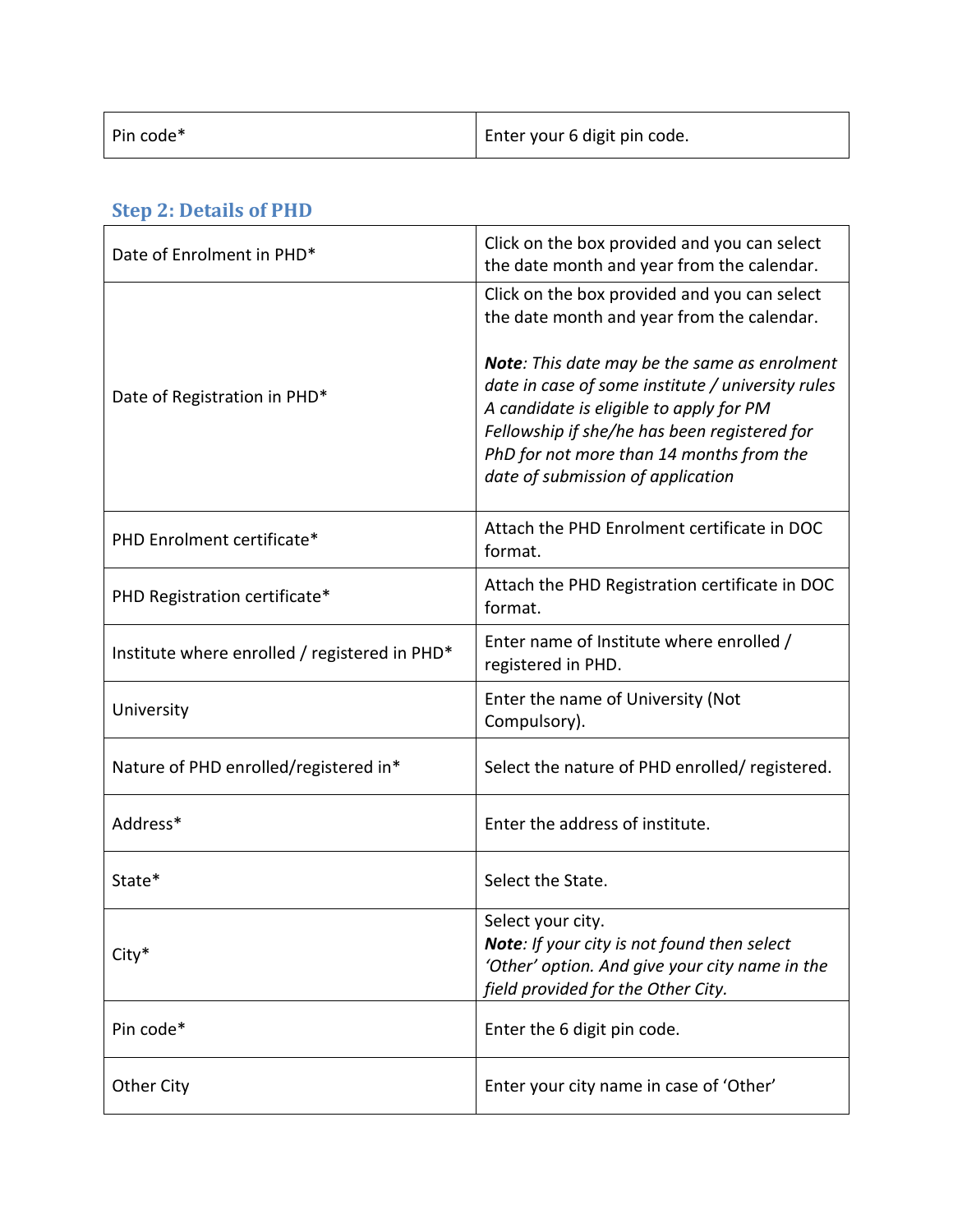| Pin code* | Enter your 6 digit pin code. |
|---|---|

### Step 2: Details of PHD

| Date of Enrolment in PHD* | Click on the box provided and you can select the date month and year from the calendar. |
|---|---|
| Date of Registration in PHD* | Click on the box provided and you can select the date month and year from the calendar.<br><br>***Note**: This date may be the same as enrolment date in case of some institute / university rules A candidate is eligible to apply for PM Fellowship if she/he has been registered for PhD for not more than 14 months from the date of submission of application* |
| PHD Enrolment certificate* | Attach the PHD Enrolment certificate in DOC format. |
| PHD Registration certificate* | Attach the PHD Registration certificate in DOC format. |
| Institute where enrolled / registered in PHD* | Enter name of Institute where enrolled / registered in PHD. |
| University | Enter the name of University (Not Compulsory). |
| Nature of PHD enrolled/registered in* | Select the nature of PHD enrolled/ registered. |
| Address* | Enter the address of institute. |
| State* | Select the State. |
| City* | Select your city.<br>***Note**: If your city is not found then select 'Other' option. And give your city name in the field provided for the Other City.* |
| Pin code* | Enter the 6 digit pin code. |
| Other City | Enter your city name in case of 'Other' |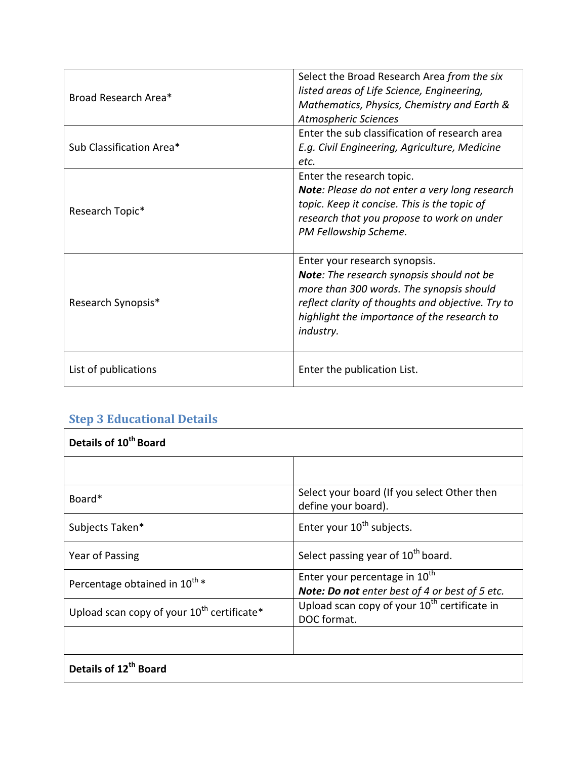| | |
|---|---|
| Broad Research Area* | Select the Broad Research Area *from the six listed areas of Life Science, Engineering, Mathematics, Physics, Chemistry and Earth & Atmospheric Sciences* |
| Sub Classification Area* | Enter the sub classification of research area *E.g. Civil Engineering, Agriculture, Medicine etc.* |
| Research Topic* | Enter the research topic. ***Note****: Please do not enter a very long research topic. Keep it concise. This is the topic of research that you propose to work on under PM Fellowship Scheme.* |
| Research Synopsis* | Enter your research synopsis. ***Note****: The research synopsis should not be more than 300 words. The synopsis should reflect clarity of thoughts and objective. Try to highlight the importance of the research to industry.* |
| List of publications | Enter the publication List. |

## Step 3 Educational Details

| **Details of 10th Board** | |
|---|---|
| | |
| Board* | Select your board (If you select Other then define your board). |
| Subjects Taken* | Enter your 10th subjects. |
| Year of Passing | Select passing year of 10th board. |
| Percentage obtained in 10th * | Enter your percentage in 10th ***Note: Do not*** *enter best of 4 or best of 5 etc.* |
| Upload scan copy of your 10th certificate* | Upload scan copy of your 10th certificate in DOC format. |
| | |
| **Details of 12th Board** | |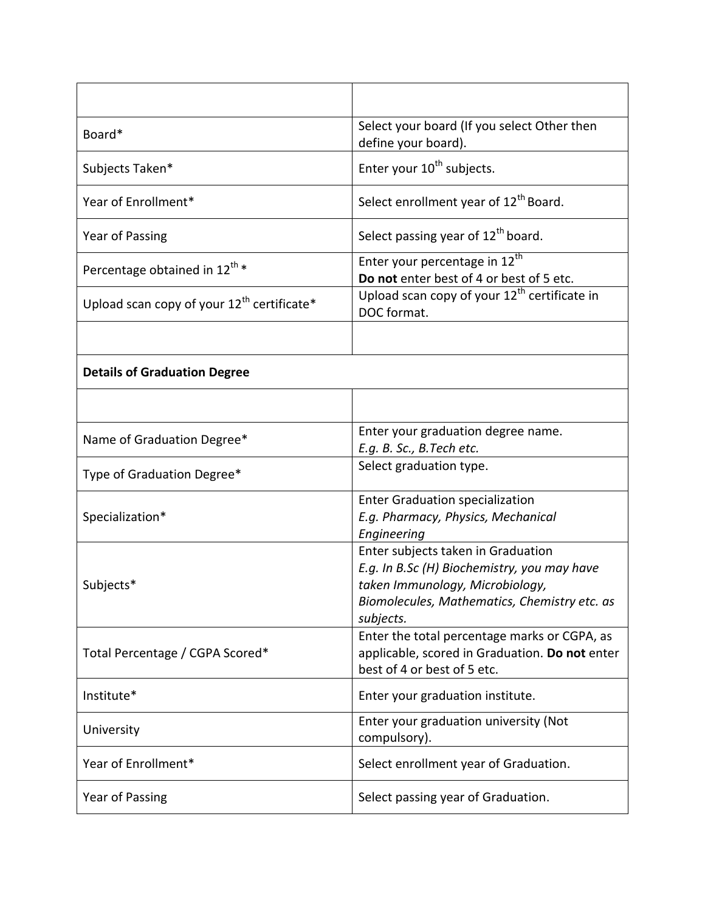| | |
|---|---|
| Board* | Select your board (If you select Other then define your board). |
| Subjects Taken* | Enter your 10th subjects. |
| Year of Enrollment* | Select enrollment year of 12th Board. |
| Year of Passing | Select passing year of 12th board. |
| Percentage obtained in 12th * | Enter your percentage in 12th **Do not** enter best of 4 or best of 5 etc. |
| Upload scan copy of your 12th certificate* | Upload scan copy of your 12th certificate in DOC format. |
| | |
| **Details of Graduation Degree** | |
| | |
| Name of Graduation Degree* | Enter your graduation degree name. *E.g. B. Sc., B.Tech etc.* |
| Type of Graduation Degree* | Select graduation type. |
| Specialization* | Enter Graduation specialization *E.g. Pharmacy, Physics, Mechanical Engineering* |
| Subjects* | Enter subjects taken in Graduation *E.g. In B.Sc (H) Biochemistry, you may have taken Immunology, Microbiology, Biomolecules, Mathematics, Chemistry etc. as subjects.* |
| Total Percentage / CGPA Scored* | Enter the total percentage marks or CGPA, as applicable, scored in Graduation. **Do not** enter best of 4 or best of 5 etc. |
| Institute* | Enter your graduation institute. |
| University | Enter your graduation university (Not compulsory). |
| Year of Enrollment* | Select enrollment year of Graduation. |
| Year of Passing | Select passing year of Graduation. |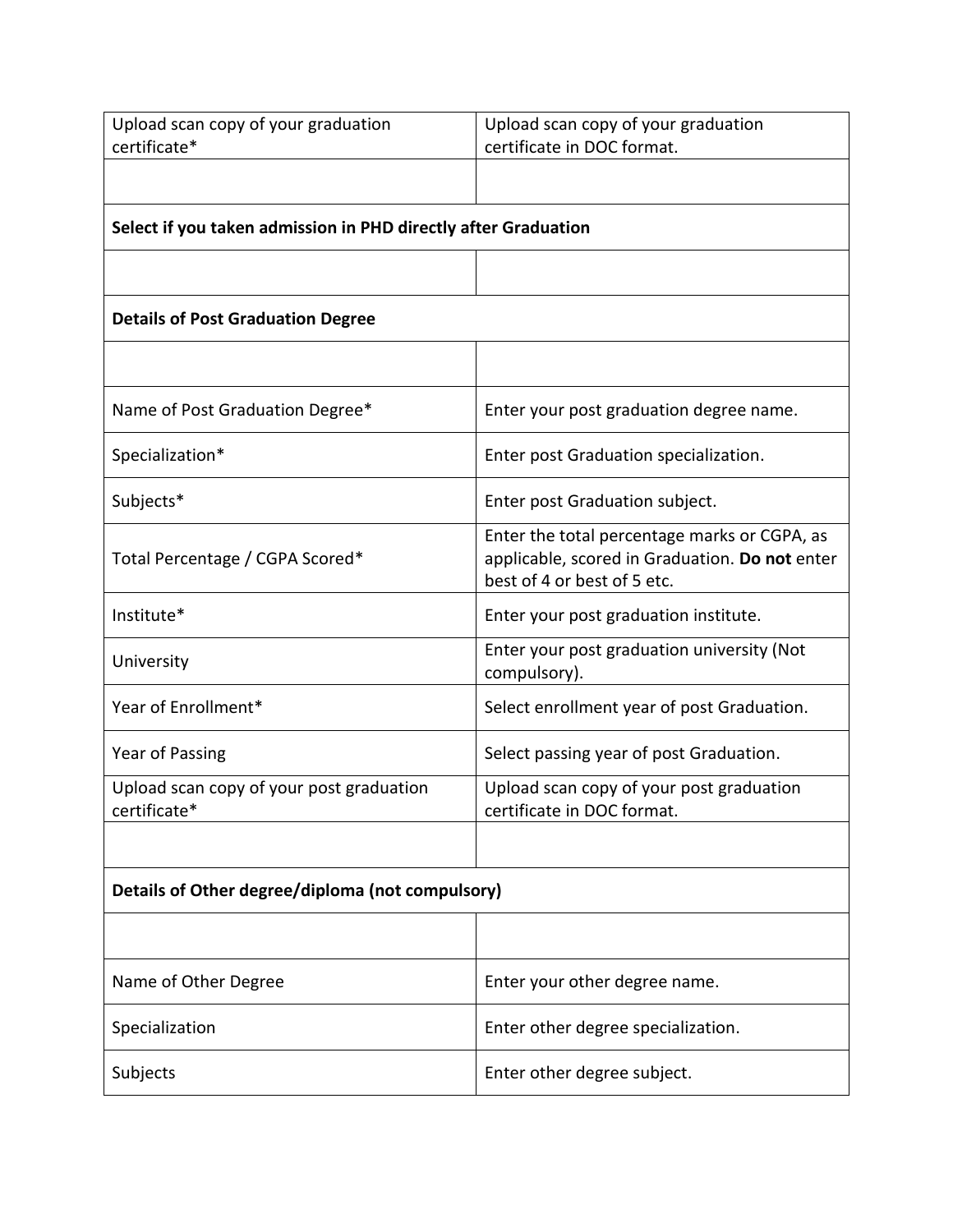| | |
|---|---|
| Upload scan copy of your graduation certificate* | Upload scan copy of your graduation certificate in DOC format. |
| | |
| **Select if you taken admission in PHD directly after Graduation** | |
| | |
| **Details of Post Graduation Degree** | |
| | |
| Name of Post Graduation Degree* | Enter your post graduation degree name. |
| Specialization* | Enter post Graduation specialization. |
| Subjects* | Enter post Graduation subject. |
| Total Percentage / CGPA Scored* | Enter the total percentage marks or CGPA, as applicable, scored in Graduation. **Do not** enter best of 4 or best of 5 etc. |
| Institute* | Enter your post graduation institute. |
| University | Enter your post graduation university (Not compulsory). |
| Year of Enrollment* | Select enrollment year of post Graduation. |
| Year of Passing | Select passing year of post Graduation. |
| Upload scan copy of your post graduation certificate* | Upload scan copy of your post graduation certificate in DOC format. |
| | |
| **Details of Other degree/diploma (not compulsory)** | |
| | |
| Name of Other Degree | Enter your other degree name. |
| Specialization | Enter other degree specialization. |
| Subjects | Enter other degree subject. |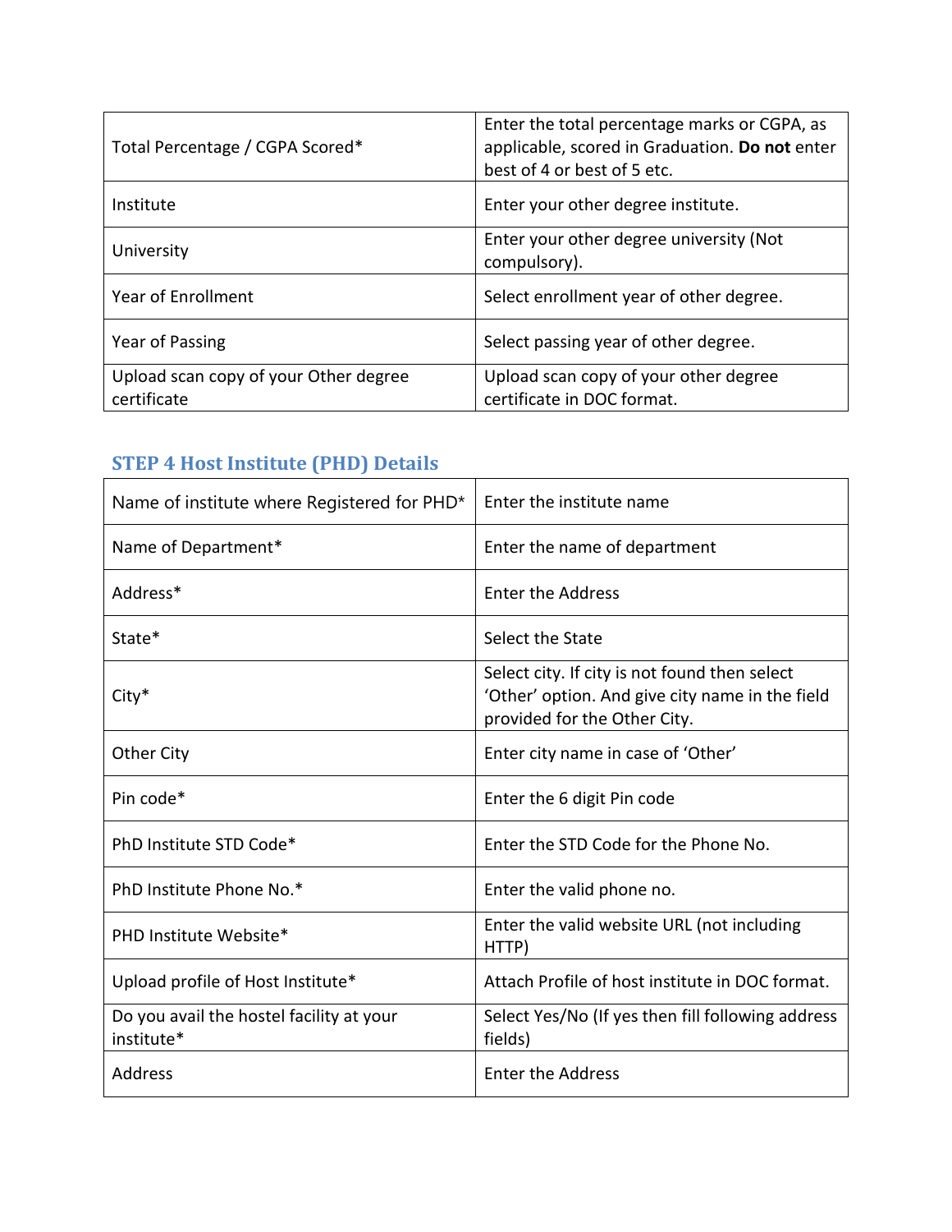| | |
|---|---|
| Total Percentage / CGPA Scored* | Enter the total percentage marks or CGPA, as applicable, scored in Graduation. **Do not** enter best of 4 or best of 5 etc. |
| Institute | Enter your other degree institute. |
| University | Enter your other degree university (Not compulsory). |
| Year of Enrollment | Select enrollment year of other degree. |
| Year of Passing | Select passing year of other degree. |
| Upload scan copy of your Other degree certificate | Upload scan copy of your other degree certificate in DOC format. |

### STEP 4 Host Institute (PHD) Details

| | |
|---|---|
| Name of institute where Registered for PHD* | Enter the institute name |
| Name of Department* | Enter the name of department |
| Address* | Enter the Address |
| State* | Select the State |
| City* | Select city. If city is not found then select 'Other' option. And give city name in the field provided for the Other City. |
| Other City | Enter city name in case of 'Other' |
| Pin code* | Enter the 6 digit Pin code |
| PhD Institute STD Code* | Enter the STD Code for the Phone No. |
| PhD Institute Phone No.* | Enter the valid phone no. |
| PHD Institute Website* | Enter the valid website URL (not including HTTP) |
| Upload profile of Host Institute* | Attach Profile of host institute in DOC format. |
| Do you avail the hostel facility at your institute* | Select Yes/No (If yes then fill following address fields) |
| Address | Enter the Address |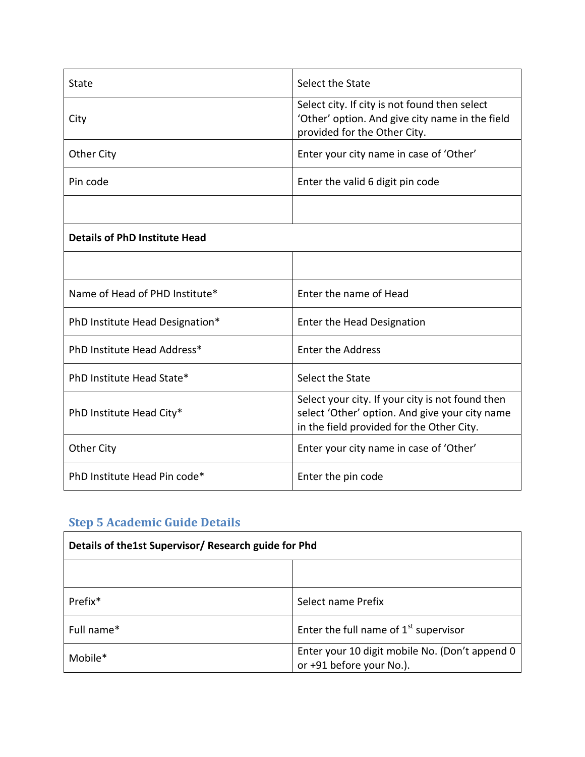| | |
|---|---|
| State | Select the State |
| City | Select city. If city is not found then select 'Other' option. And give city name in the field provided for the Other City. |
| Other City | Enter your city name in case of 'Other' |
| Pin code | Enter the valid 6 digit pin code |
| | |
| **Details of PhD Institute Head** | |
| | |
| Name of Head of PHD Institute* | Enter the name of Head |
| PhD Institute Head Designation* | Enter the Head Designation |
| PhD Institute Head Address* | Enter the Address |
| PhD Institute Head State* | Select the State |
| PhD Institute Head City* | Select your city. If your city is not found then select 'Other' option. And give your city name in the field provided for the Other City. |
| Other City | Enter your city name in case of 'Other' |
| PhD Institute Head Pin code* | Enter the pin code |

### Step 5 Academic Guide Details

| **Details of the1st Supervisor/ Research guide for Phd** | |
|---|---|
| | |
| Prefix* | Select name Prefix |
| Full name* | Enter the full name of 1st supervisor |
| Mobile* | Enter your 10 digit mobile No. (Don't append 0 or +91 before your No.). |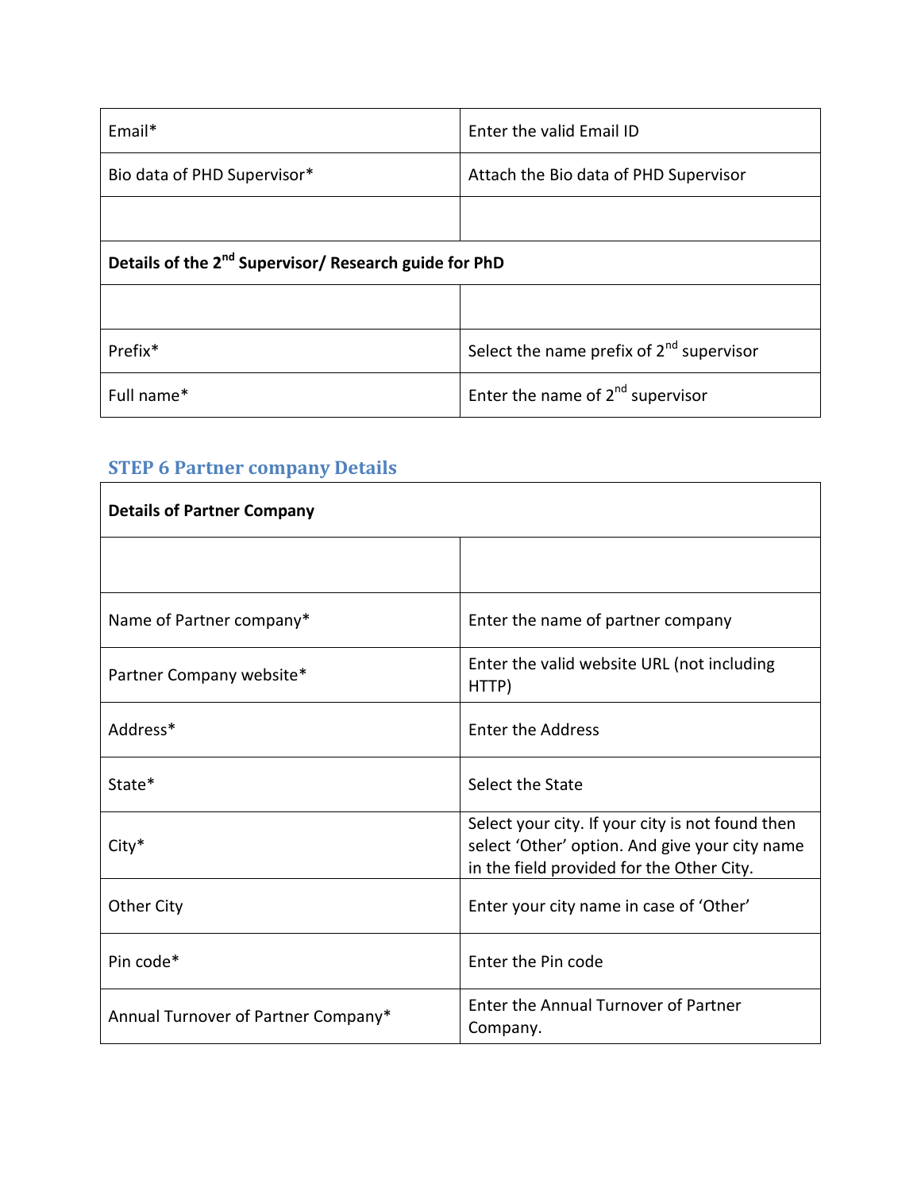| Email* | Enter the valid Email ID |
|---|---|
| Bio data of PHD Supervisor* | Attach the Bio data of PHD Supervisor |
| | |
| **Details of the 2nd Supervisor/ Research guide for PhD** | |
| | |
| Prefix* | Select the name prefix of 2nd supervisor |
| Full name* | Enter the name of 2nd supervisor |

### STEP 6 Partner company Details

| **Details of Partner Company** | |
|---|---|
| | |
| Name of Partner company* | Enter the name of partner company |
| Partner Company website* | Enter the valid website URL (not including HTTP) |
| Address* | Enter the Address |
| State* | Select the State |
| City* | Select your city. If your city is not found then select 'Other' option. And give your city name in the field provided for the Other City. |
| Other City | Enter your city name in case of 'Other' |
| Pin code* | Enter the Pin code |
| Annual Turnover of Partner Company* | Enter the Annual Turnover of Partner Company. |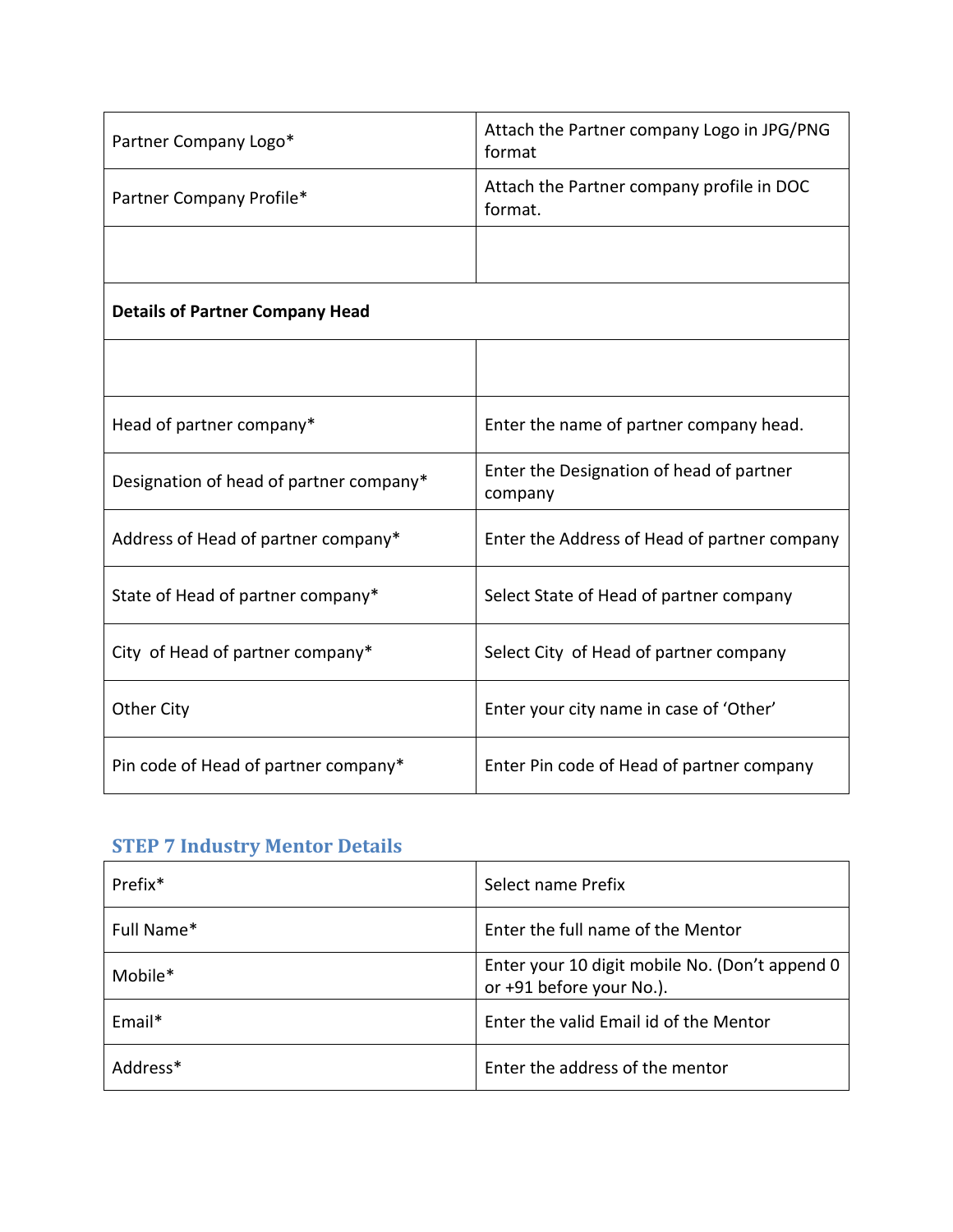| Partner Company Logo* | Attach the Partner company Logo in JPG/PNG format |
| --- | --- |
| Partner Company Profile* | Attach the Partner company profile in DOC format. |
| | |
| **Details of Partner Company Head** | |
| | |
| Head of partner company* | Enter the name of partner company head. |
| Designation of head of partner company* | Enter the Designation of head of partner company |
| Address of Head of partner company* | Enter the Address of Head of partner company |
| State of Head of partner company* | Select State of Head of partner company |
| City of Head of partner company* | Select City of Head of partner company |
| Other City | Enter your city name in case of 'Other' |
| Pin code of Head of partner company* | Enter Pin code of Head of partner company |

## STEP 7 Industry Mentor Details

| Prefix* | Select name Prefix |
| --- | --- |
| Full Name* | Enter the full name of the Mentor |
| Mobile* | Enter your 10 digit mobile No. (Don't append 0 or +91 before your No.). |
| Email* | Enter the valid Email id of the Mentor |
| Address* | Enter the address of the mentor |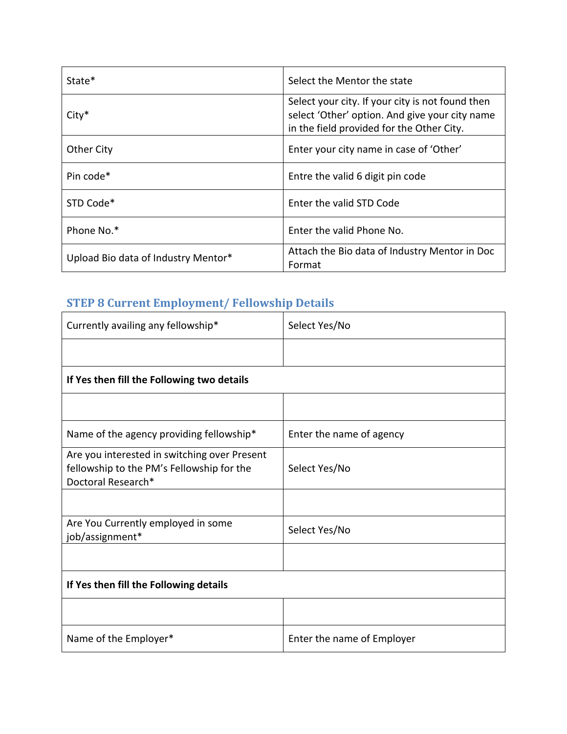| State* | Select the Mentor the state |
|---|---|
| City* | Select your city. If your city is not found then select 'Other' option. And give your city name in the field provided for the Other City. |
| Other City | Enter your city name in case of 'Other' |
| Pin code* | Entre the valid 6 digit pin code |
| STD Code* | Enter the valid STD Code |
| Phone No.* | Enter the valid Phone No. |
| Upload Bio data of Industry Mentor* | Attach the Bio data of Industry Mentor in Doc Format |

### STEP 8 Current Employment/ Fellowship Details

| Currently availing any fellowship* | Select Yes/No |
|---|---|
| | |
| **If Yes then fill the Following two details** | |
| | |
| Name of the agency providing fellowship* | Enter the name of agency |
| Are you interested in switching over Present fellowship to the PM's Fellowship for the Doctoral Research* | Select Yes/No |
| | |
| Are You Currently employed in some job/assignment* | Select Yes/No |
| | |
| **If Yes then fill the Following details** | |
| | |
| Name of the Employer* | Enter the name of Employer |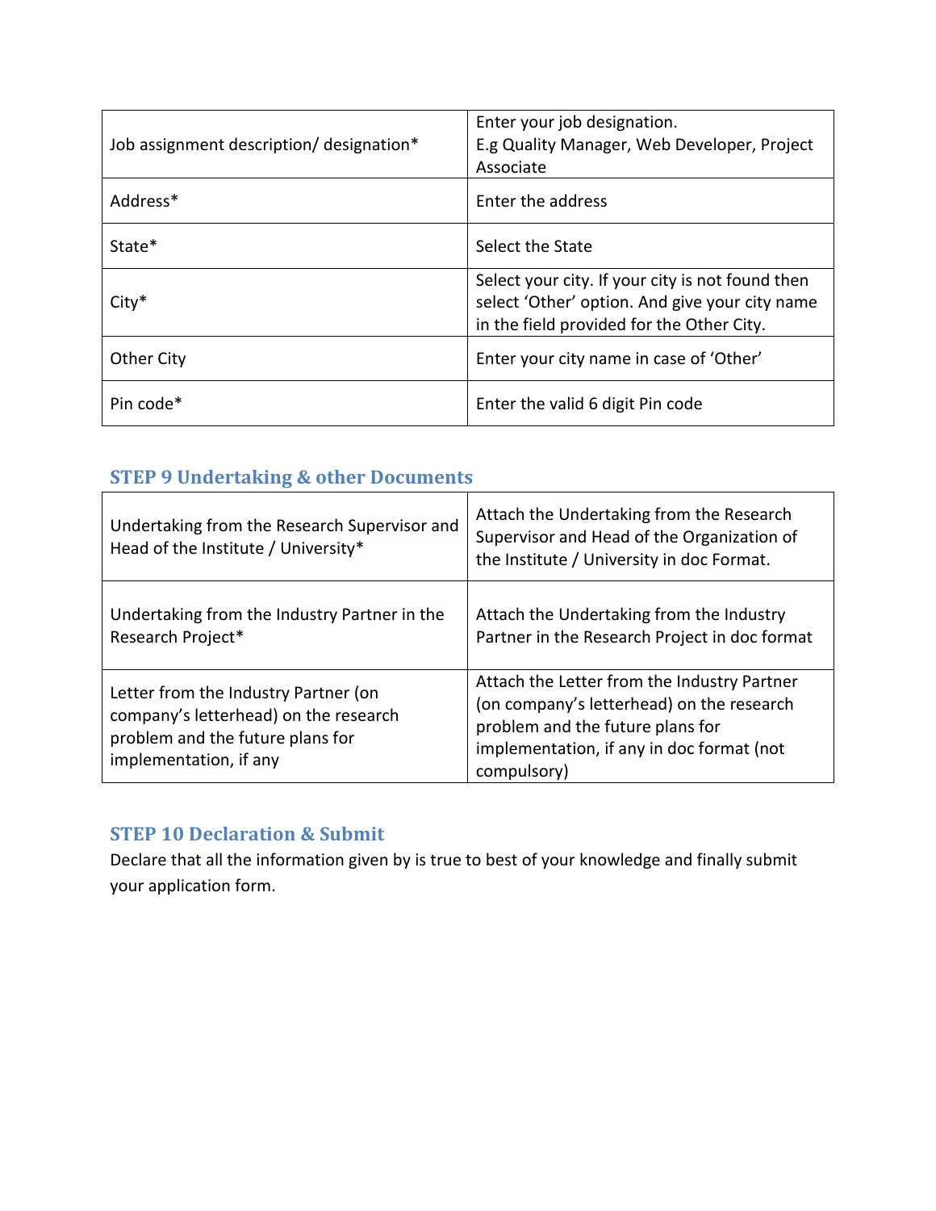| | |
|---|---|
| Job assignment description/ designation* | Enter your job designation.<br>E.g Quality Manager, Web Developer, Project Associate |
| Address* | Enter the address |
| State* | Select the State |
| City* | Select your city. If your city is not found then select 'Other' option. And give your city name in the field provided for the Other City. |
| Other City | Enter your city name in case of 'Other' |
| Pin code* | Enter the valid 6 digit Pin code |

### STEP 9 Undertaking & other Documents

| | |
|---|---|
| Undertaking from the Research Supervisor and Head of the Institute / University* | Attach the Undertaking from the Research Supervisor and Head of the Organization of the Institute / University in doc Format. |
| Undertaking from the Industry Partner in the Research Project* | Attach the Undertaking from the Industry Partner in the Research Project in doc format |
| Letter from the Industry Partner (on company's letterhead) on the research problem and the future plans for implementation, if any | Attach the Letter from the Industry Partner (on company's letterhead) on the research problem and the future plans for implementation, if any in doc format (not compulsory) |

### STEP 10 Declaration & Submit

Declare that all the information given by is true to best of your knowledge and finally submit your application form.